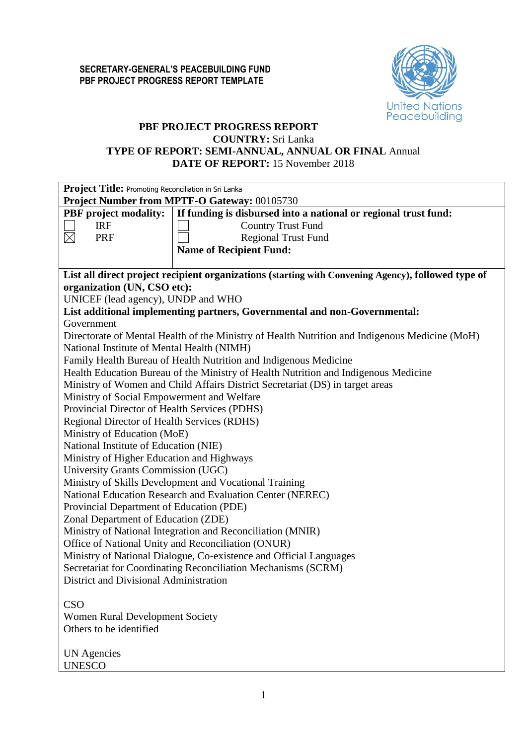**SECRETARY-GENERAL'S PEACEBUILDING FUND**
**PBF PROJECT PROGRESS REPORT TEMPLATE**

United Nations Peacebuilding

**PBF PROJECT PROGRESS REPORT**
**COUNTRY:** Sri Lanka
**TYPE OF REPORT: SEMI-ANNUAL, ANNUAL OR FINAL** Annual
**DATE OF REPORT:** 15 November 2018

**Project Title:** Promoting Reconciliation in Sri Lanka
**Project Number from MPTF-O Gateway:** 00105730

| **PBF project modality:** | **If funding is disbursed into a national or regional trust fund:** |
|---|---|
| ☐ IRF | ☐ Country Trust Fund |
| ☒ PRF | ☐ Regional Trust Fund |
| | **Name of Recipient Fund:** |

**List all direct project recipient organizations (starting with Convening Agency), followed type of organization (UN, CSO etc):**
UNICEF (lead agency), UNDP and WHO

**List additional implementing partners, Governmental and non-Governmental:**

Government
Directorate of Mental Health of the Ministry of Health Nutrition and Indigenous Medicine (MoH)
National Institute of Mental Health (NIMH)
Family Health Bureau of Health Nutrition and Indigenous Medicine
Health Education Bureau of the Ministry of Health Nutrition and Indigenous Medicine
Ministry of Women and Child Affairs District Secretariat (DS) in target areas
Ministry of Social Empowerment and Welfare
Provincial Director of Health Services (PDHS)
Regional Director of Health Services (RDHS)
Ministry of Education (MoE)
National Institute of Education (NIE)
Ministry of Higher Education and Highways
University Grants Commission (UGC)
Ministry of Skills Development and Vocational Training
National Education Research and Evaluation Center (NEREC)
Provincial Department of Education (PDE)
Zonal Department of Education (ZDE)
Ministry of National Integration and Reconciliation (MNIR)
Office of National Unity and Reconciliation (ONUR)
Ministry of National Dialogue, Co-existence and Official Languages
Secretariat for Coordinating Reconciliation Mechanisms (SCRM)
District and Divisional Administration

CSO
Women Rural Development Society
Others to be identified

UN Agencies
UNESCO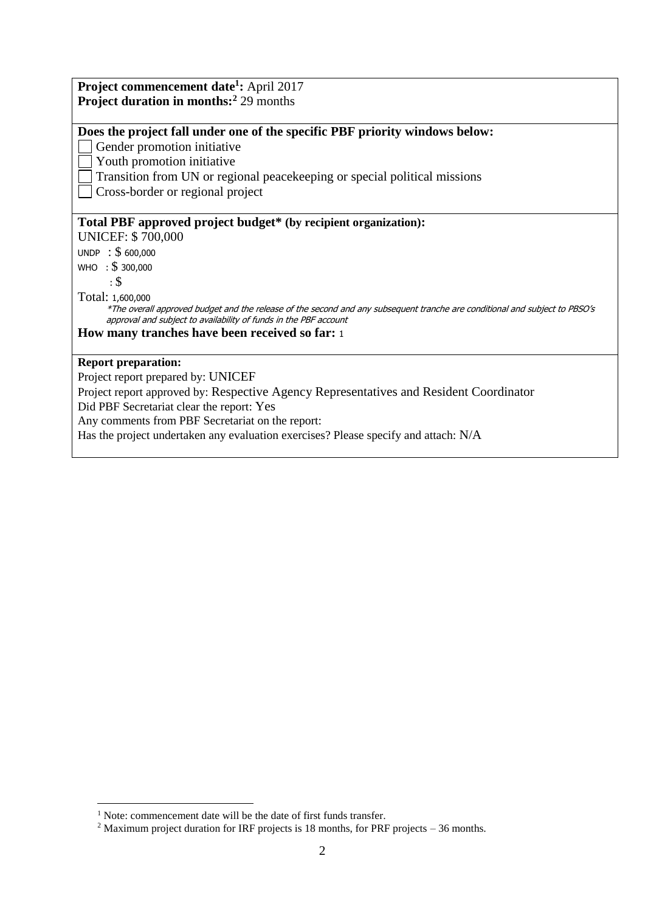**Project commencement date[1]:** April 2017
**Project duration in months:[2]** 29 months

**Does the project fall under one of the specific PBF priority windows below:**

☐ Gender promotion initiative
☐ Youth promotion initiative
☐ Transition from UN or regional peacekeeping or special political missions
☐ Cross-border or regional project

**Total PBF approved project budget* (by recipient organization):**

UNICEF: $ 700,000
UNDP : $ 600,000
WHO : $ 300,000
: $
Total: 1,600,000

*\*The overall approved budget and the release of the second and any subsequent tranche are conditional and subject to PBSO's approval and subject to availability of funds in the PBF account*

**How many tranches have been received so far:** 1

**Report preparation:**

Project report prepared by: UNICEF
Project report approved by: Respective Agency Representatives and Resident Coordinator
Did PBF Secretariat clear the report: Yes
Any comments from PBF Secretariat on the report:
Has the project undertaken any evaluation exercises? Please specify and attach: N/A

---

[1] Note: commencement date will be the date of first funds transfer.
[2] Maximum project duration for IRF projects is 18 months, for PRF projects – 36 months.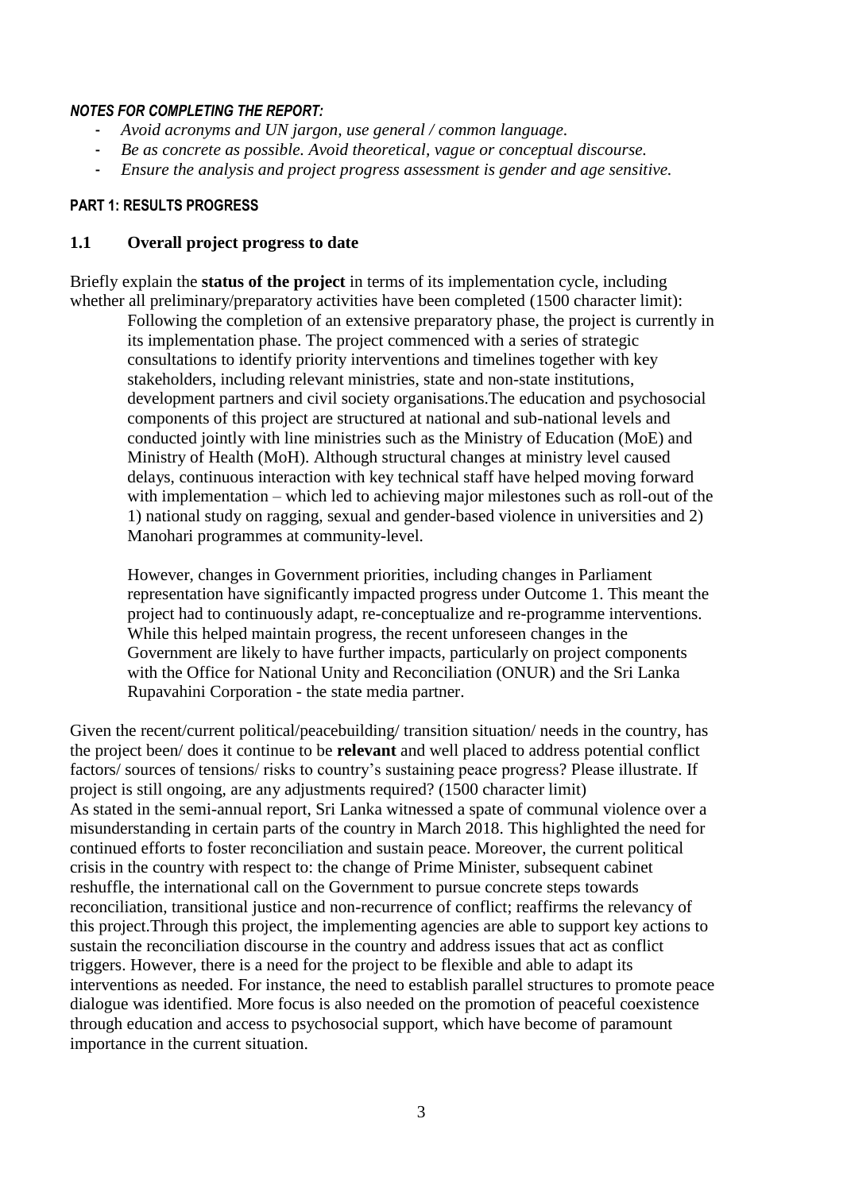***NOTES FOR COMPLETING THE REPORT:***

- *Avoid acronyms and UN jargon, use general / common language.*
- *Be as concrete as possible. Avoid theoretical, vague or conceptual discourse.*
- *Ensure the analysis and project progress assessment is gender and age sensitive.*

**PART 1: RESULTS PROGRESS**

## 1.1 Overall project progress to date

Briefly explain the **status of the project** in terms of its implementation cycle, including whether all preliminary/preparatory activities have been completed (1500 character limit):

Following the completion of an extensive preparatory phase, the project is currently in its implementation phase. The project commenced with a series of strategic consultations to identify priority interventions and timelines together with key stakeholders, including relevant ministries, state and non-state institutions, development partners and civil society organisations.The education and psychosocial components of this project are structured at national and sub-national levels and conducted jointly with line ministries such as the Ministry of Education (MoE) and Ministry of Health (MoH). Although structural changes at ministry level caused delays, continuous interaction with key technical staff have helped moving forward with implementation – which led to achieving major milestones such as roll-out of the 1) national study on ragging, sexual and gender-based violence in universities and 2) Manohari programmes at community-level.

However, changes in Government priorities, including changes in Parliament representation have significantly impacted progress under Outcome 1. This meant the project had to continuously adapt, re-conceptualize and re-programme interventions. While this helped maintain progress, the recent unforeseen changes in the Government are likely to have further impacts, particularly on project components with the Office for National Unity and Reconciliation (ONUR) and the Sri Lanka Rupavahini Corporation - the state media partner.

Given the recent/current political/peacebuilding/ transition situation/ needs in the country, has the project been/ does it continue to be **relevant** and well placed to address potential conflict factors/ sources of tensions/ risks to country's sustaining peace progress? Please illustrate. If project is still ongoing, are any adjustments required? (1500 character limit)

As stated in the semi-annual report, Sri Lanka witnessed a spate of communal violence over a misunderstanding in certain parts of the country in March 2018. This highlighted the need for continued efforts to foster reconciliation and sustain peace. Moreover, the current political crisis in the country with respect to: the change of Prime Minister, subsequent cabinet reshuffle, the international call on the Government to pursue concrete steps towards reconciliation, transitional justice and non-recurrence of conflict; reaffirms the relevancy of this project.Through this project, the implementing agencies are able to support key actions to sustain the reconciliation discourse in the country and address issues that act as conflict triggers. However, there is a need for the project to be flexible and able to adapt its interventions as needed. For instance, the need to establish parallel structures to promote peace dialogue was identified. More focus is also needed on the promotion of peaceful coexistence through education and access to psychosocial support, which have become of paramount importance in the current situation.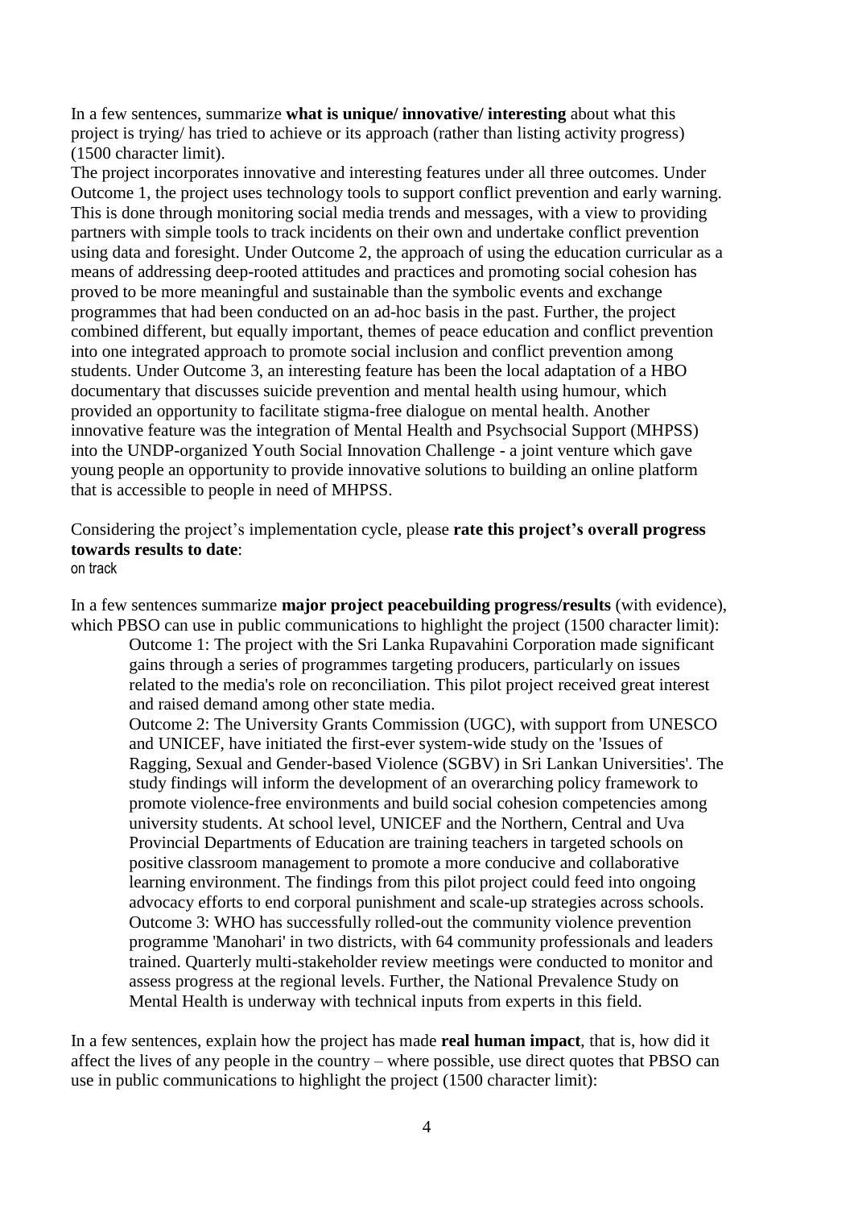In a few sentences, summarize **what is unique/ innovative/ interesting** about what this project is trying/ has tried to achieve or its approach (rather than listing activity progress) (1500 character limit).

The project incorporates innovative and interesting features under all three outcomes. Under Outcome 1, the project uses technology tools to support conflict prevention and early warning. This is done through monitoring social media trends and messages, with a view to providing partners with simple tools to track incidents on their own and undertake conflict prevention using data and foresight. Under Outcome 2, the approach of using the education curricular as a means of addressing deep-rooted attitudes and practices and promoting social cohesion has proved to be more meaningful and sustainable than the symbolic events and exchange programmes that had been conducted on an ad-hoc basis in the past. Further, the project combined different, but equally important, themes of peace education and conflict prevention into one integrated approach to promote social inclusion and conflict prevention among students. Under Outcome 3, an interesting feature has been the local adaptation of a HBO documentary that discusses suicide prevention and mental health using humour, which provided an opportunity to facilitate stigma-free dialogue on mental health. Another innovative feature was the integration of Mental Health and Psychsocial Support (MHPSS) into the UNDP-organized Youth Social Innovation Challenge - a joint venture which gave young people an opportunity to provide innovative solutions to building an online platform that is accessible to people in need of MHPSS.

Considering the project's implementation cycle, please **rate this project's overall progress towards results to date**:

on track

In a few sentences summarize **major project peacebuilding progress/results** (with evidence), which PBSO can use in public communications to highlight the project (1500 character limit):

Outcome 1: The project with the Sri Lanka Rupavahini Corporation made significant gains through a series of programmes targeting producers, particularly on issues related to the media's role on reconciliation. This pilot project received great interest and raised demand among other state media.
Outcome 2: The University Grants Commission (UGC), with support from UNESCO and UNICEF, have initiated the first-ever system-wide study on the 'Issues of Ragging, Sexual and Gender-based Violence (SGBV) in Sri Lankan Universities'. The study findings will inform the development of an overarching policy framework to promote violence-free environments and build social cohesion competencies among university students. At school level, UNICEF and the Northern, Central and Uva Provincial Departments of Education are training teachers in targeted schools on positive classroom management to promote a more conducive and collaborative learning environment. The findings from this pilot project could feed into ongoing advocacy efforts to end corporal punishment and scale-up strategies across schools.
Outcome 3: WHO has successfully rolled-out the community violence prevention programme 'Manohari' in two districts, with 64 community professionals and leaders trained. Quarterly multi-stakeholder review meetings were conducted to monitor and assess progress at the regional levels. Further, the National Prevalence Study on Mental Health is underway with technical inputs from experts in this field.

In a few sentences, explain how the project has made **real human impact**, that is, how did it affect the lives of any people in the country – where possible, use direct quotes that PBSO can use in public communications to highlight the project (1500 character limit):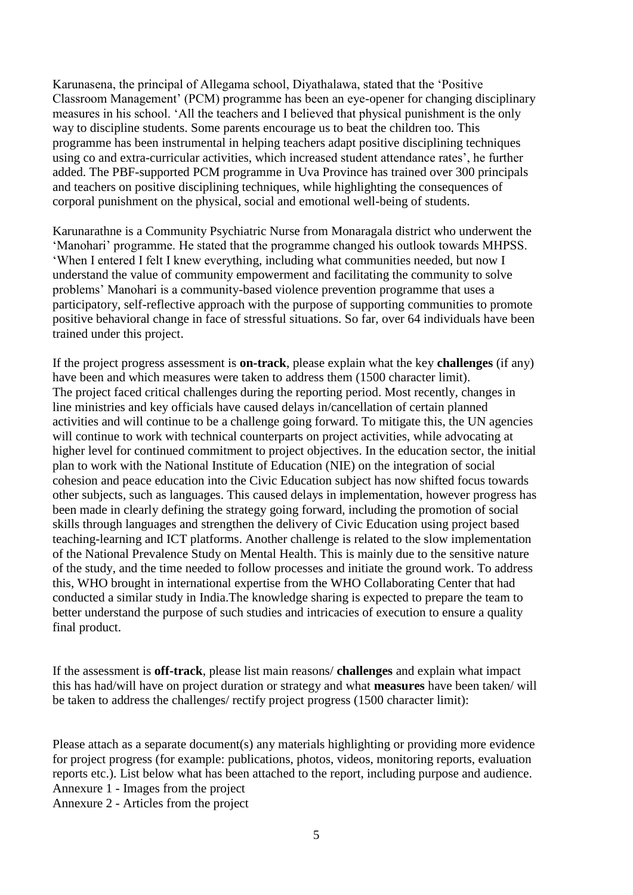Karunasena, the principal of Allegama school, Diyathalawa, stated that the 'Positive Classroom Management' (PCM) programme has been an eye-opener for changing disciplinary measures in his school. 'All the teachers and I believed that physical punishment is the only way to discipline students. Some parents encourage us to beat the children too. This programme has been instrumental in helping teachers adapt positive disciplining techniques using co and extra-curricular activities, which increased student attendance rates', he further added. The PBF-supported PCM programme in Uva Province has trained over 300 principals and teachers on positive disciplining techniques, while highlighting the consequences of corporal punishment on the physical, social and emotional well-being of students.

Karunarathne is a Community Psychiatric Nurse from Monaragala district who underwent the 'Manohari' programme. He stated that the programme changed his outlook towards MHPSS. 'When I entered I felt I knew everything, including what communities needed, but now I understand the value of community empowerment and facilitating the community to solve problems' Manohari is a community-based violence prevention programme that uses a participatory, self-reflective approach with the purpose of supporting communities to promote positive behavioral change in face of stressful situations. So far, over 64 individuals have been trained under this project.

If the project progress assessment is **on-track**, please explain what the key **challenges** (if any) have been and which measures were taken to address them (1500 character limit).
The project faced critical challenges during the reporting period. Most recently, changes in line ministries and key officials have caused delays in/cancellation of certain planned activities and will continue to be a challenge going forward. To mitigate this, the UN agencies will continue to work with technical counterparts on project activities, while advocating at higher level for continued commitment to project objectives. In the education sector, the initial plan to work with the National Institute of Education (NIE) on the integration of social cohesion and peace education into the Civic Education subject has now shifted focus towards other subjects, such as languages. This caused delays in implementation, however progress has been made in clearly defining the strategy going forward, including the promotion of social skills through languages and strengthen the delivery of Civic Education using project based teaching-learning and ICT platforms. Another challenge is related to the slow implementation of the National Prevalence Study on Mental Health. This is mainly due to the sensitive nature of the study, and the time needed to follow processes and initiate the ground work. To address this, WHO brought in international expertise from the WHO Collaborating Center that had conducted a similar study in India.The knowledge sharing is expected to prepare the team to better understand the purpose of such studies and intricacies of execution to ensure a quality final product.

If the assessment is **off-track**, please list main reasons/ **challenges** and explain what impact this has had/will have on project duration or strategy and what **measures** have been taken/ will be taken to address the challenges/ rectify project progress (1500 character limit):

Please attach as a separate document(s) any materials highlighting or providing more evidence for project progress (for example: publications, photos, videos, monitoring reports, evaluation reports etc.). List below what has been attached to the report, including purpose and audience.
Annexure 1 - Images from the project
Annexure 2 - Articles from the project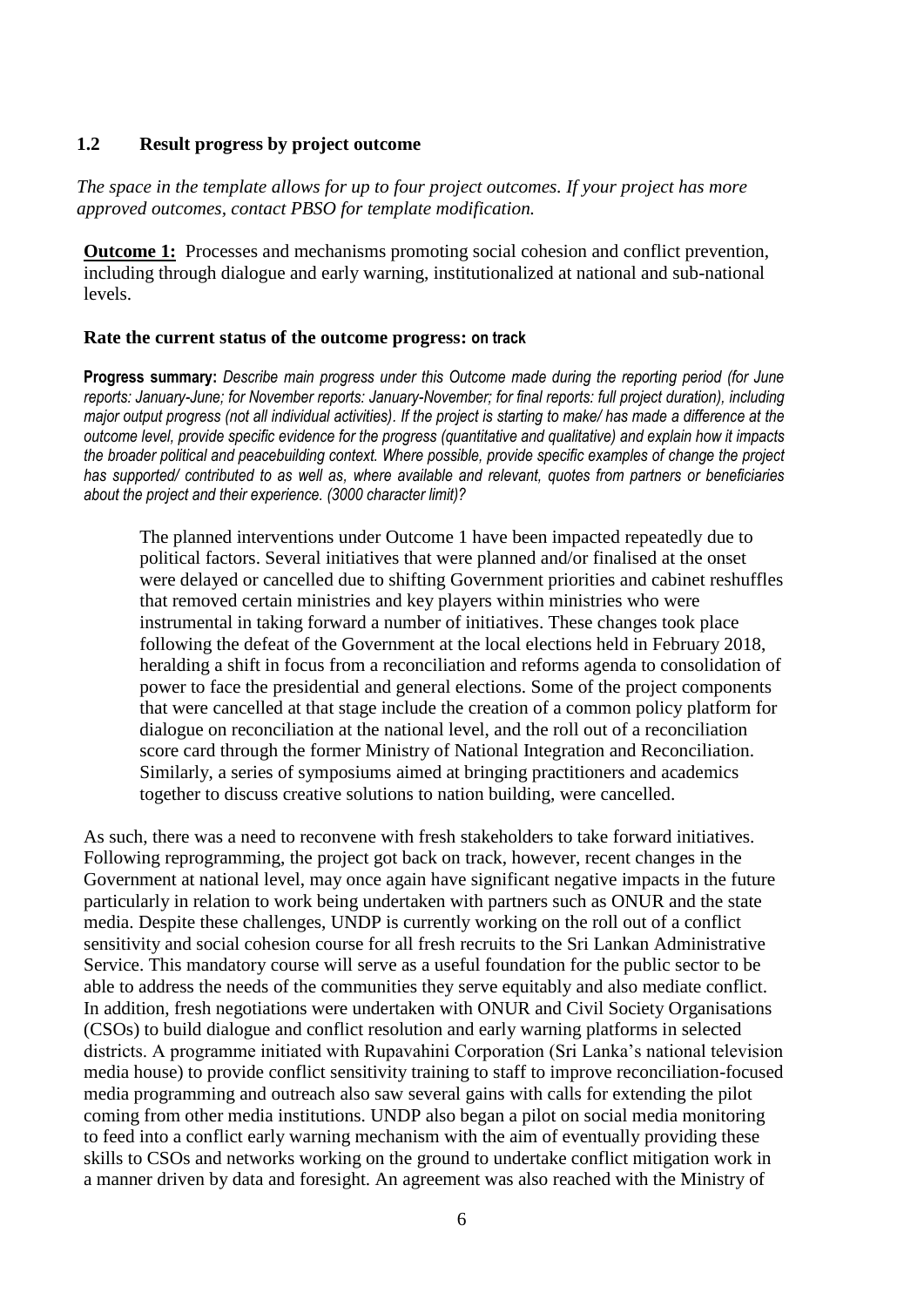### 1.2 Result progress by project outcome

*The space in the template allows for up to four project outcomes. If your project has more approved outcomes, contact PBSO for template modification.*

**Outcome 1:** Processes and mechanisms promoting social cohesion and conflict prevention, including through dialogue and early warning, institutionalized at national and sub-national levels.

**Rate the current status of the outcome progress: on track**

**Progress summary:** *Describe main progress under this Outcome made during the reporting period (for June reports: January-June; for November reports: January-November; for final reports: full project duration), including major output progress (not all individual activities). If the project is starting to make/ has made a difference at the outcome level, provide specific evidence for the progress (quantitative and qualitative) and explain how it impacts the broader political and peacebuilding context. Where possible, provide specific examples of change the project has supported/ contributed to as well as, where available and relevant, quotes from partners or beneficiaries about the project and their experience. (3000 character limit)?*

The planned interventions under Outcome 1 have been impacted repeatedly due to political factors. Several initiatives that were planned and/or finalised at the onset were delayed or cancelled due to shifting Government priorities and cabinet reshuffles that removed certain ministries and key players within ministries who were instrumental in taking forward a number of initiatives. These changes took place following the defeat of the Government at the local elections held in February 2018, heralding a shift in focus from a reconciliation and reforms agenda to consolidation of power to face the presidential and general elections. Some of the project components that were cancelled at that stage include the creation of a common policy platform for dialogue on reconciliation at the national level, and the roll out of a reconciliation score card through the former Ministry of National Integration and Reconciliation. Similarly, a series of symposiums aimed at bringing practitioners and academics together to discuss creative solutions to nation building, were cancelled.

As such, there was a need to reconvene with fresh stakeholders to take forward initiatives. Following reprogramming, the project got back on track, however, recent changes in the Government at national level, may once again have significant negative impacts in the future particularly in relation to work being undertaken with partners such as ONUR and the state media. Despite these challenges, UNDP is currently working on the roll out of a conflict sensitivity and social cohesion course for all fresh recruits to the Sri Lankan Administrative Service. This mandatory course will serve as a useful foundation for the public sector to be able to address the needs of the communities they serve equitably and also mediate conflict. In addition, fresh negotiations were undertaken with ONUR and Civil Society Organisations (CSOs) to build dialogue and conflict resolution and early warning platforms in selected districts. A programme initiated with Rupavahini Corporation (Sri Lanka's national television media house) to provide conflict sensitivity training to staff to improve reconciliation-focused media programming and outreach also saw several gains with calls for extending the pilot coming from other media institutions. UNDP also began a pilot on social media monitoring to feed into a conflict early warning mechanism with the aim of eventually providing these skills to CSOs and networks working on the ground to undertake conflict mitigation work in a manner driven by data and foresight. An agreement was also reached with the Ministry of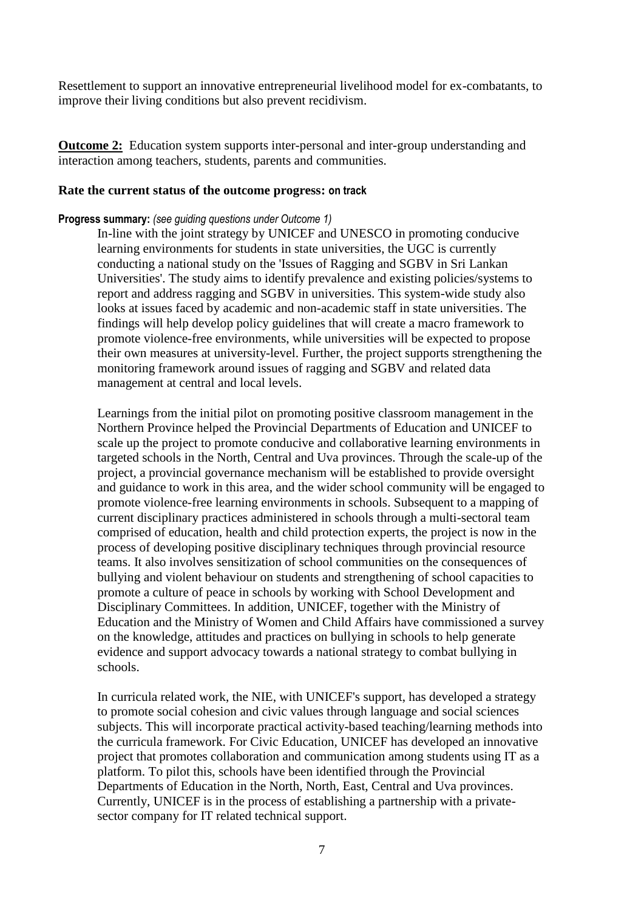Resettlement to support an innovative entrepreneurial livelihood model for ex-combatants, to improve their living conditions but also prevent recidivism.

**Outcome 2:** Education system supports inter-personal and inter-group understanding and interaction among teachers, students, parents and communities.

**Rate the current status of the outcome progress: on track**

**Progress summary:** *(see guiding questions under Outcome 1)*

In-line with the joint strategy by UNICEF and UNESCO in promoting conducive learning environments for students in state universities, the UGC is currently conducting a national study on the 'Issues of Ragging and SGBV in Sri Lankan Universities'. The study aims to identify prevalence and existing policies/systems to report and address ragging and SGBV in universities. This system-wide study also looks at issues faced by academic and non-academic staff in state universities. The findings will help develop policy guidelines that will create a macro framework to promote violence-free environments, while universities will be expected to propose their own measures at university-level. Further, the project supports strengthening the monitoring framework around issues of ragging and SGBV and related data management at central and local levels.

Learnings from the initial pilot on promoting positive classroom management in the Northern Province helped the Provincial Departments of Education and UNICEF to scale up the project to promote conducive and collaborative learning environments in targeted schools in the North, Central and Uva provinces. Through the scale-up of the project, a provincial governance mechanism will be established to provide oversight and guidance to work in this area, and the wider school community will be engaged to promote violence-free learning environments in schools. Subsequent to a mapping of current disciplinary practices administered in schools through a multi-sectoral team comprised of education, health and child protection experts, the project is now in the process of developing positive disciplinary techniques through provincial resource teams. It also involves sensitization of school communities on the consequences of bullying and violent behaviour on students and strengthening of school capacities to promote a culture of peace in schools by working with School Development and Disciplinary Committees. In addition, UNICEF, together with the Ministry of Education and the Ministry of Women and Child Affairs have commissioned a survey on the knowledge, attitudes and practices on bullying in schools to help generate evidence and support advocacy towards a national strategy to combat bullying in schools.

In curricula related work, the NIE, with UNICEF's support, has developed a strategy to promote social cohesion and civic values through language and social sciences subjects. This will incorporate practical activity-based teaching/learning methods into the curricula framework. For Civic Education, UNICEF has developed an innovative project that promotes collaboration and communication among students using IT as a platform. To pilot this, schools have been identified through the Provincial Departments of Education in the North, North, East, Central and Uva provinces. Currently, UNICEF is in the process of establishing a partnership with a private-sector company for IT related technical support.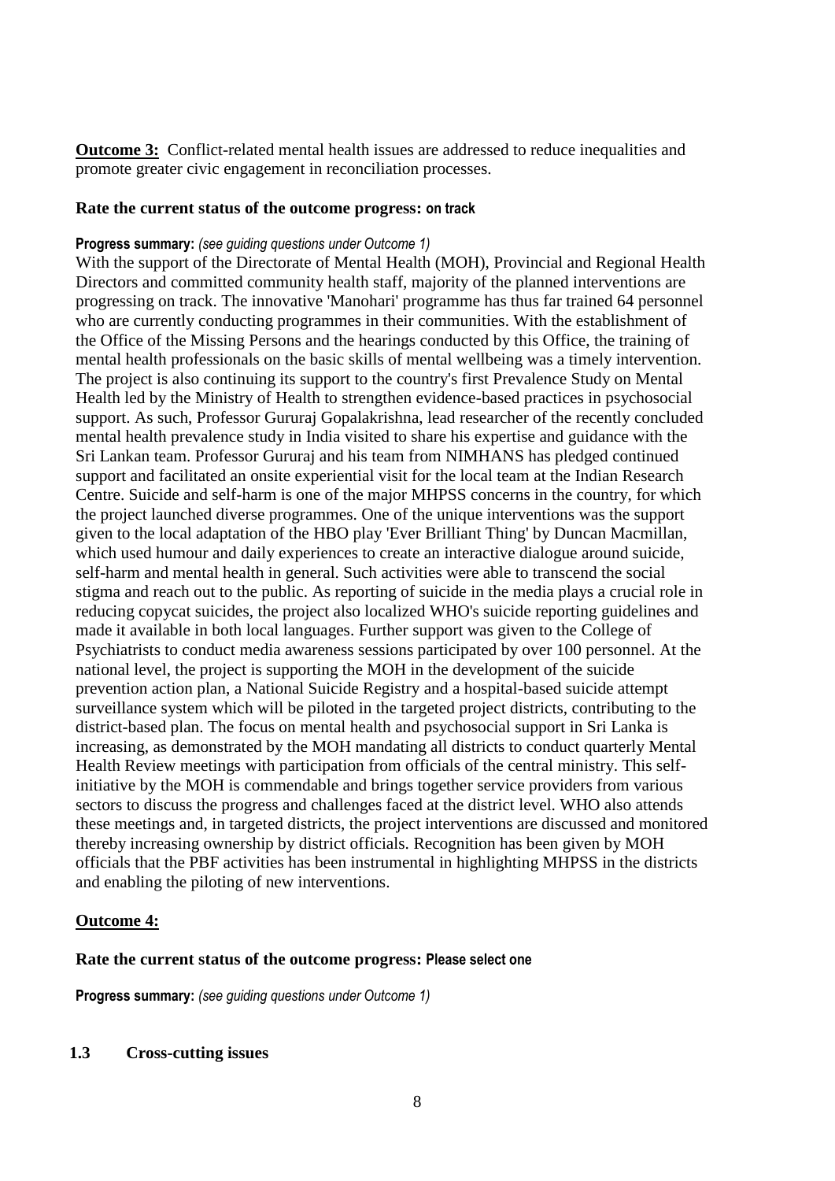**Outcome 3:** Conflict-related mental health issues are addressed to reduce inequalities and promote greater civic engagement in reconciliation processes.

**Rate the current status of the outcome progress:** on track

**Progress summary:** *(see guiding questions under Outcome 1)*

With the support of the Directorate of Mental Health (MOH), Provincial and Regional Health Directors and committed community health staff, majority of the planned interventions are progressing on track. The innovative 'Manohari' programme has thus far trained 64 personnel who are currently conducting programmes in their communities. With the establishment of the Office of the Missing Persons and the hearings conducted by this Office, the training of mental health professionals on the basic skills of mental wellbeing was a timely intervention. The project is also continuing its support to the country's first Prevalence Study on Mental Health led by the Ministry of Health to strengthen evidence-based practices in psychosocial support. As such, Professor Gururaj Gopalakrishna, lead researcher of the recently concluded mental health prevalence study in India visited to share his expertise and guidance with the Sri Lankan team. Professor Gururaj and his team from NIMHANS has pledged continued support and facilitated an onsite experiential visit for the local team at the Indian Research Centre. Suicide and self-harm is one of the major MHPSS concerns in the country, for which the project launched diverse programmes. One of the unique interventions was the support given to the local adaptation of the HBO play 'Ever Brilliant Thing' by Duncan Macmillan, which used humour and daily experiences to create an interactive dialogue around suicide, self-harm and mental health in general. Such activities were able to transcend the social stigma and reach out to the public. As reporting of suicide in the media plays a crucial role in reducing copycat suicides, the project also localized WHO's suicide reporting guidelines and made it available in both local languages. Further support was given to the College of Psychiatrists to conduct media awareness sessions participated by over 100 personnel. At the national level, the project is supporting the MOH in the development of the suicide prevention action plan, a National Suicide Registry and a hospital-based suicide attempt surveillance system which will be piloted in the targeted project districts, contributing to the district-based plan. The focus on mental health and psychosocial support in Sri Lanka is increasing, as demonstrated by the MOH mandating all districts to conduct quarterly Mental Health Review meetings with participation from officials of the central ministry. This self-initiative by the MOH is commendable and brings together service providers from various sectors to discuss the progress and challenges faced at the district level. WHO also attends these meetings and, in targeted districts, the project interventions are discussed and monitored thereby increasing ownership by district officials. Recognition has been given by MOH officials that the PBF activities has been instrumental in highlighting MHPSS in the districts and enabling the piloting of new interventions.

**Outcome 4:**

**Rate the current status of the outcome progress:** Please select one

**Progress summary:** *(see guiding questions under Outcome 1)*

### 1.3 Cross-cutting issues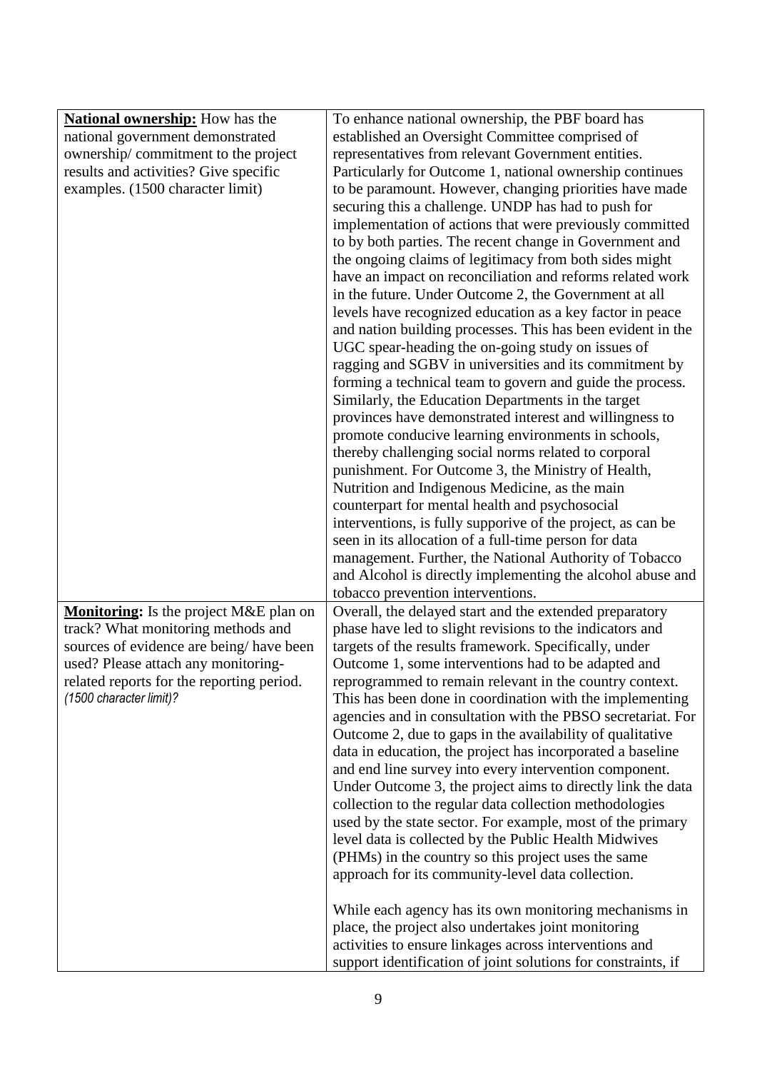| | |
|---|---|
| **National ownership:** How has the national government demonstrated ownership/ commitment to the project results and activities? Give specific examples. (1500 character limit) | To enhance national ownership, the PBF board has established an Oversight Committee comprised of representatives from relevant Government entities. Particularly for Outcome 1, national ownership continues to be paramount. However, changing priorities have made securing this a challenge. UNDP has had to push for implementation of actions that were previously committed to by both parties. The recent change in Government and the ongoing claims of legitimacy from both sides might have an impact on reconciliation and reforms related work in the future. Under Outcome 2, the Government at all levels have recognized education as a key factor in peace and nation building processes. This has been evident in the UGC spear-heading the on-going study on issues of ragging and SGBV in universities and its commitment by forming a technical team to govern and guide the process. Similarly, the Education Departments in the target provinces have demonstrated interest and willingness to promote conducive learning environments in schools, thereby challenging social norms related to corporal punishment. For Outcome 3, the Ministry of Health, Nutrition and Indigenous Medicine, as the main counterpart for mental health and psychosocial interventions, is fully supporive of the project, as can be seen in its allocation of a full-time person for data management. Further, the National Authority of Tobacco and Alcohol is directly implementing the alcohol abuse and tobacco prevention interventions. |
| **Monitoring:** Is the project M&E plan on track? What monitoring methods and sources of evidence are being/ have been used? Please attach any monitoring-related reports for the reporting period. *(1500 character limit)?* | Overall, the delayed start and the extended preparatory phase have led to slight revisions to the indicators and targets of the results framework. Specifically, under Outcome 1, some interventions had to be adapted and reprogrammed to remain relevant in the country context. This has been done in coordination with the implementing agencies and in consultation with the PBSO secretariat. For Outcome 2, due to gaps in the availability of qualitative data in education, the project has incorporated a baseline and end line survey into every intervention component. Under Outcome 3, the project aims to directly link the data collection to the regular data collection methodologies used by the state sector. For example, most of the primary level data is collected by the Public Health Midwives (PHMs) in the country so this project uses the same approach for its community-level data collection.<br><br>While each agency has its own monitoring mechanisms in place, the project also undertakes joint monitoring activities to ensure linkages across interventions and support identification of joint solutions for constraints, if |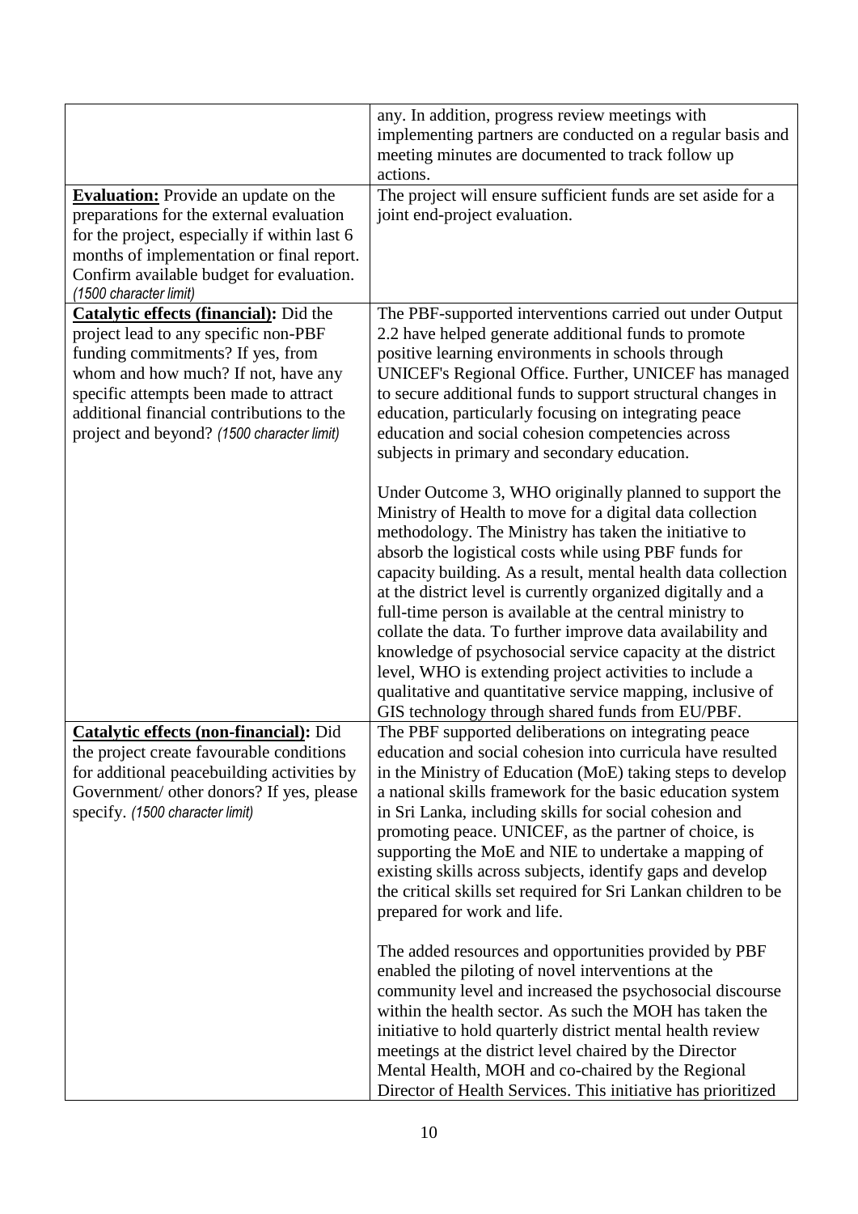| | |
|---|---|
| | any. In addition, progress review meetings with implementing partners are conducted on a regular basis and meeting minutes are documented to track follow up actions. |
| **Evaluation:** Provide an update on the preparations for the external evaluation for the project, especially if within last 6 months of implementation or final report. Confirm available budget for evaluation. *(1500 character limit)* | The project will ensure sufficient funds are set aside for a joint end-project evaluation. |
| **Catalytic effects (financial):** Did the project lead to any specific non-PBF funding commitments? If yes, from whom and how much? If not, have any specific attempts been made to attract additional financial contributions to the project and beyond? *(1500 character limit)* | The PBF-supported interventions carried out under Output 2.2 have helped generate additional funds to promote positive learning environments in schools through UNICEF's Regional Office. Further, UNICEF has managed to secure additional funds to support structural changes in education, particularly focusing on integrating peace education and social cohesion competencies across subjects in primary and secondary education.<br><br>Under Outcome 3, WHO originally planned to support the Ministry of Health to move for a digital data collection methodology. The Ministry has taken the initiative to absorb the logistical costs while using PBF funds for capacity building. As a result, mental health data collection at the district level is currently organized digitally and a full-time person is available at the central ministry to collate the data. To further improve data availability and knowledge of psychosocial service capacity at the district level, WHO is extending project activities to include a qualitative and quantitative service mapping, inclusive of GIS technology through shared funds from EU/PBF. |
| **Catalytic effects (non-financial):** Did the project create favourable conditions for additional peacebuilding activities by Government/ other donors? If yes, please specify. *(1500 character limit)* | The PBF supported deliberations on integrating peace education and social cohesion into curricula have resulted in the Ministry of Education (MoE) taking steps to develop a national skills framework for the basic education system in Sri Lanka, including skills for social cohesion and promoting peace. UNICEF, as the partner of choice, is supporting the MoE and NIE to undertake a mapping of existing skills across subjects, identify gaps and develop the critical skills set required for Sri Lankan children to be prepared for work and life.<br><br>The added resources and opportunities provided by PBF enabled the piloting of novel interventions at the community level and increased the psychosocial discourse within the health sector. As such the MOH has taken the initiative to hold quarterly district mental health review meetings at the district level chaired by the Director Mental Health, MOH and co-chaired by the Regional Director of Health Services. This initiative has prioritized |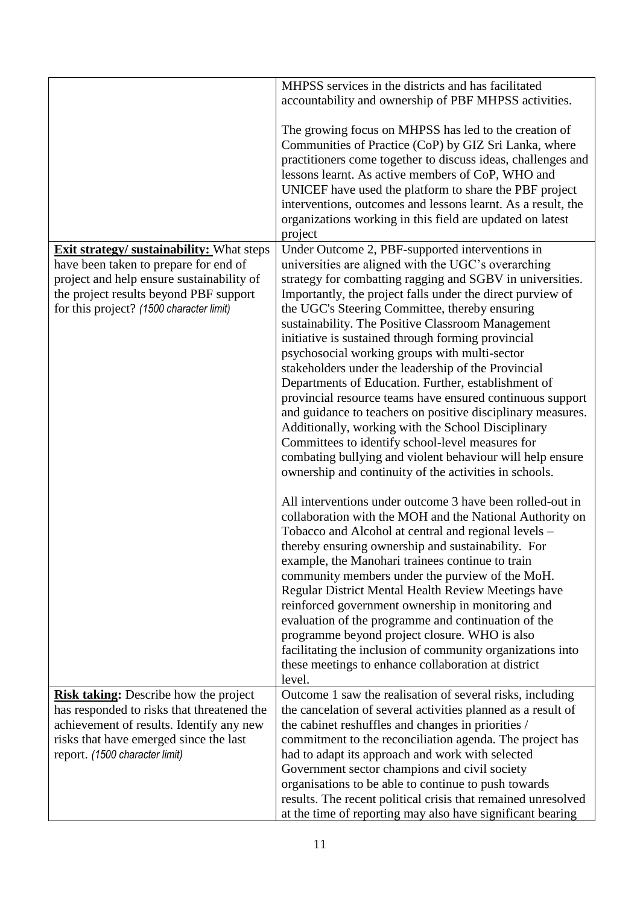| | |
|---|---|
| | MHPSS services in the districts and has facilitated accountability and ownership of PBF MHPSS activities.<br><br>The growing focus on MHPSS has led to the creation of Communities of Practice (CoP) by GIZ Sri Lanka, where practitioners come together to discuss ideas, challenges and lessons learnt. As active members of CoP, WHO and UNICEF have used the platform to share the PBF project interventions, outcomes and lessons learnt. As a result, the organizations working in this field are updated on latest project |
| **Exit strategy/ sustainability:** What steps have been taken to prepare for end of project and help ensure sustainability of the project results beyond PBF support for this project? *(1500 character limit)* | Under Outcome 2, PBF-supported interventions in universities are aligned with the UGC's overarching strategy for combatting ragging and SGBV in universities. Importantly, the project falls under the direct purview of the UGC's Steering Committee, thereby ensuring sustainability. The Positive Classroom Management initiative is sustained through forming provincial psychosocial working groups with multi-sector stakeholders under the leadership of the Provincial Departments of Education. Further, establishment of provincial resource teams have ensured continuous support and guidance to teachers on positive disciplinary measures. Additionally, working with the School Disciplinary Committees to identify school-level measures for combating bullying and violent behaviour will help ensure ownership and continuity of the activities in schools.<br><br>All interventions under outcome 3 have been rolled-out in collaboration with the MOH and the National Authority on Tobacco and Alcohol at central and regional levels – thereby ensuring ownership and sustainability. For example, the Manohari trainees continue to train community members under the purview of the MoH. Regular District Mental Health Review Meetings have reinforced government ownership in monitoring and evaluation of the programme and continuation of the programme beyond project closure. WHO is also facilitating the inclusion of community organizations into these meetings to enhance collaboration at district level. |
| **Risk taking:** Describe how the project has responded to risks that threatened the achievement of results. Identify any new risks that have emerged since the last report. *(1500 character limit)* | Outcome 1 saw the realisation of several risks, including the cancelation of several activities planned as a result of the cabinet reshuffles and changes in priorities / commitment to the reconciliation agenda. The project has had to adapt its approach and work with selected Government sector champions and civil society organisations to be able to continue to push towards results. The recent political crisis that remained unresolved at the time of reporting may also have significant bearing |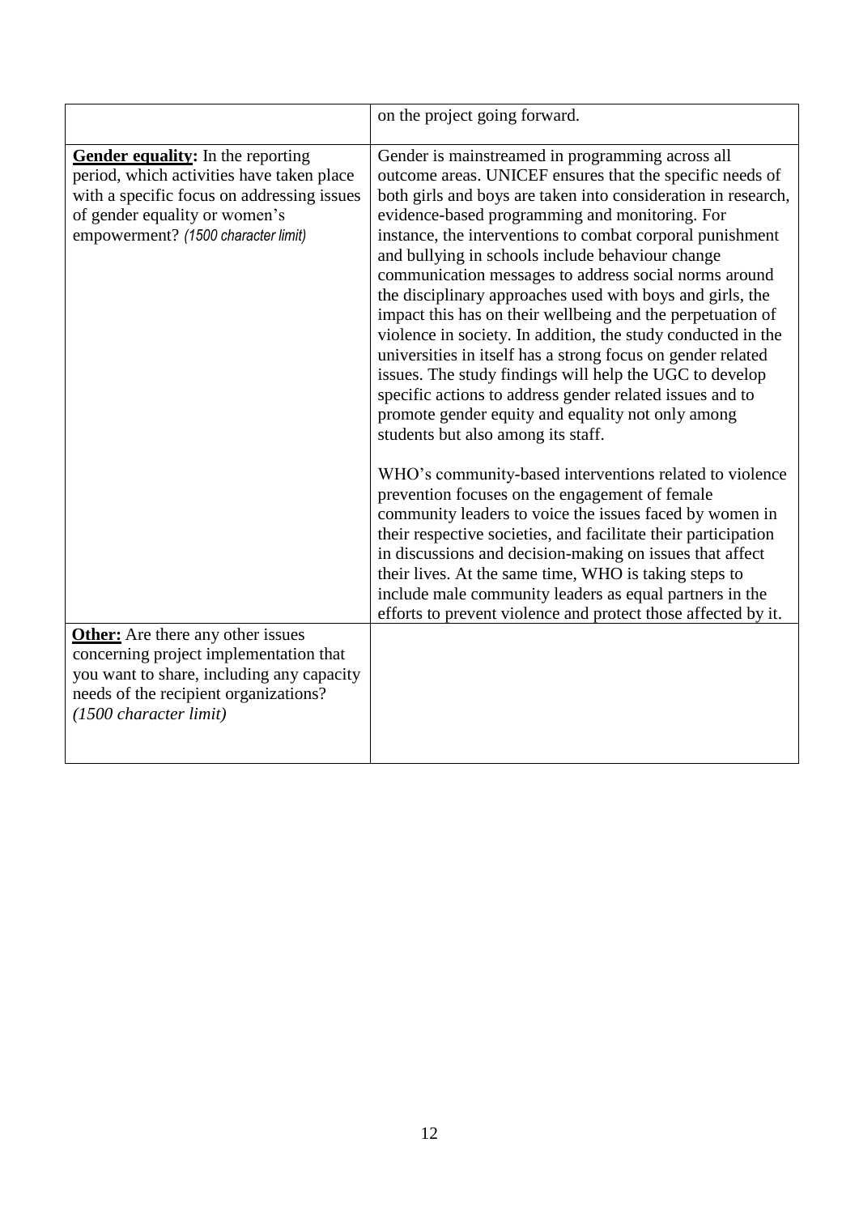| | |
|---|---|
| | on the project going forward. |
| **Gender equality:** In the reporting period, which activities have taken place with a specific focus on addressing issues of gender equality or women's empowerment? *(1500 character limit)* | Gender is mainstreamed in programming across all outcome areas. UNICEF ensures that the specific needs of both girls and boys are taken into consideration in research, evidence-based programming and monitoring. For instance, the interventions to combat corporal punishment and bullying in schools include behaviour change communication messages to address social norms around the disciplinary approaches used with boys and girls, the impact this has on their wellbeing and the perpetuation of violence in society. In addition, the study conducted in the universities in itself has a strong focus on gender related issues. The study findings will help the UGC to develop specific actions to address gender related issues and to promote gender equity and equality not only among students but also among its staff.<br><br>WHO's community-based interventions related to violence prevention focuses on the engagement of female community leaders to voice the issues faced by women in their respective societies, and facilitate their participation in discussions and decision-making on issues that affect their lives. At the same time, WHO is taking steps to include male community leaders as equal partners in the efforts to prevent violence and protect those affected by it. |
| **Other:** Are there any other issues concerning project implementation that you want to share, including any capacity needs of the recipient organizations? *(1500 character limit)* | |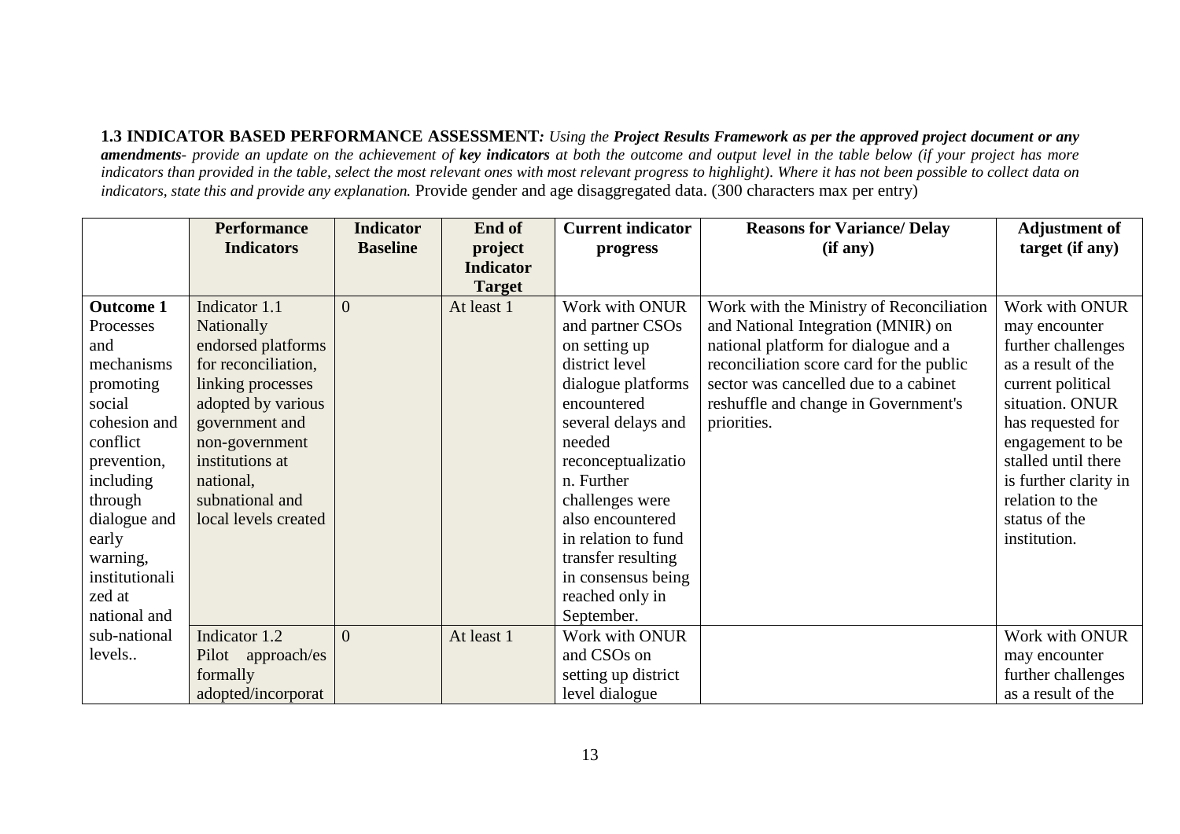**1.3 INDICATOR BASED PERFORMANCE ASSESSMENT***: Using the* ***Project Results Framework as per the approved project document or any amendments****- provide an update on the achievement of* ***key indicators*** *at both the outcome and output level in the table below (if your project has more indicators than provided in the table, select the most relevant ones with most relevant progress to highlight). Where it has not been possible to collect data on indicators, state this and provide any explanation.* Provide gender and age disaggregated data. (300 characters max per entry)

| | Performance Indicators | Indicator Baseline | End of project Indicator Target | Current indicator progress | Reasons for Variance/ Delay (if any) | Adjustment of target (if any) |
|---|---|---|---|---|---|---|
| **Outcome 1** Processes and mechanisms promoting social cohesion and conflict prevention, including through dialogue and early warning, institutionalized at national and sub-national levels.. | Indicator 1.1 Nationally endorsed platforms for reconciliation, linking processes adopted by various government and non-government institutions at national, subnational and local levels created | 0 | At least 1 | Work with ONUR and partner CSOs on setting up district level dialogue platforms encountered several delays and needed reconceptualization. Further challenges were also encountered in relation to fund transfer resulting in consensus being reached only in September. | Work with the Ministry of Reconciliation and National Integration (MNIR) on national platform for dialogue and a reconciliation score card for the public sector was cancelled due to a cabinet reshuffle and change in Government's priorities. | Work with ONUR may encounter further challenges as a result of the current political situation. ONUR has requested for engagement to be stalled until there is further clarity in relation to the status of the institution. |
| | Indicator 1.2 Pilot approach/es formally adopted/incorporat | 0 | At least 1 | Work with ONUR and CSOs on setting up district level dialogue | | Work with ONUR may encounter further challenges as a result of the |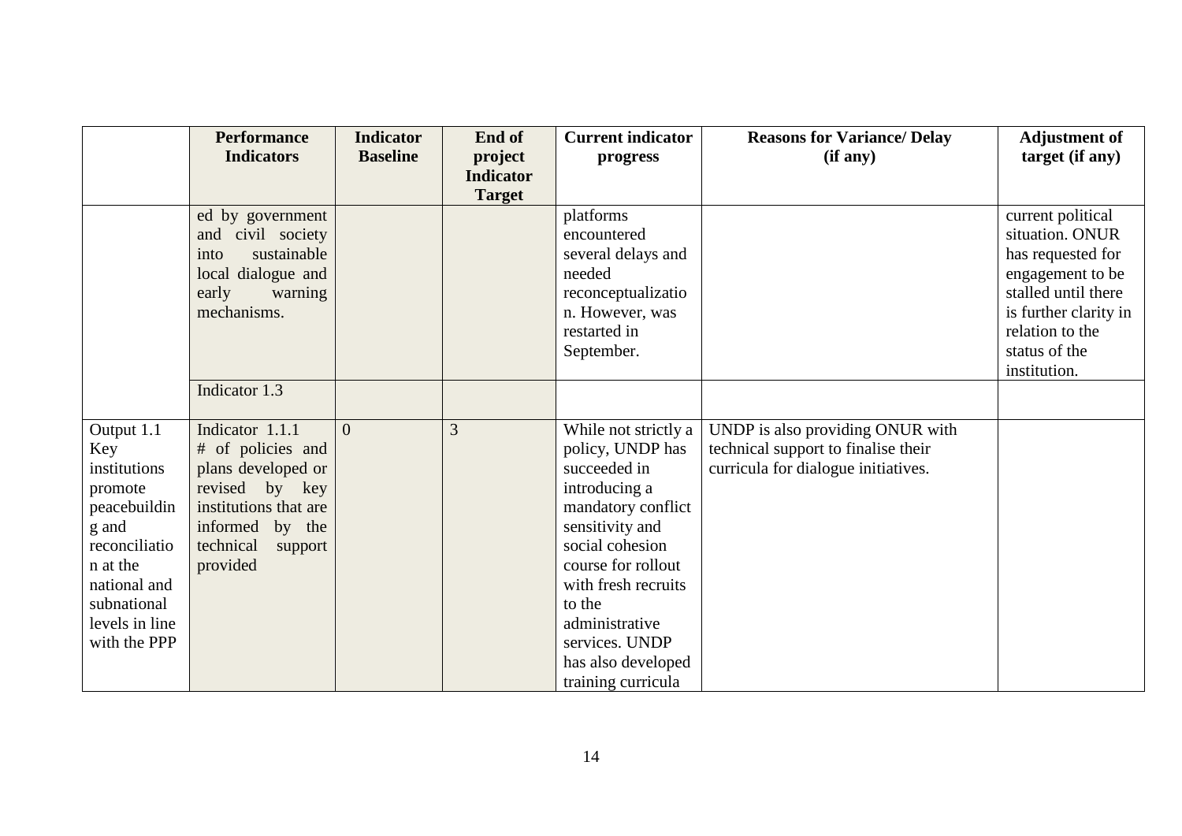| | Performance Indicators | Indicator Baseline | End of project Indicator Target | Current indicator progress | Reasons for Variance/ Delay (if any) | Adjustment of target (if any) |
|---|---|---|---|---|---|---|
| | ed by government and civil society into sustainable local dialogue and early warning mechanisms. | | | platforms encountered several delays and needed reconceptualization. However, was restarted in September. | | current political situation. ONUR has requested for engagement to be stalled until there is further clarity in relation to the status of the institution. |
| | Indicator 1.3 | | | | | |
| Output 1.1 Key institutions promote peacebuilding and reconciliation at the national and subnational levels in line with the PPP | Indicator 1.1.1 # of policies and plans developed or revised by key institutions that are informed by the technical support provided | 0 | 3 | While not strictly a policy, UNDP has succeeded in introducing a mandatory conflict sensitivity and social cohesion course for rollout with fresh recruits to the administrative services. UNDP has also developed training curricula | UNDP is also providing ONUR with technical support to finalise their curricula for dialogue initiatives. | |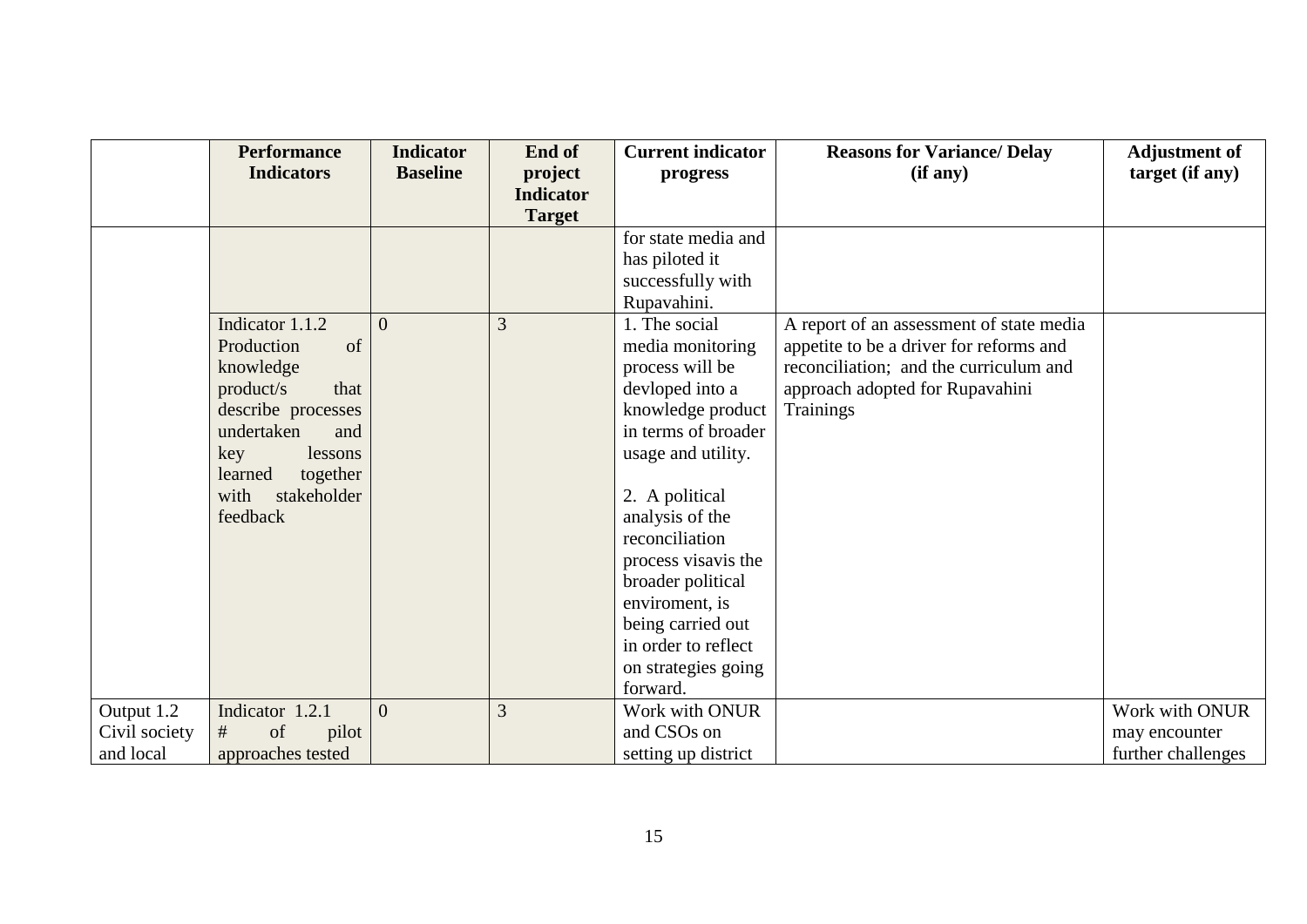| | Performance Indicators | Indicator Baseline | End of project Indicator Target | Current indicator progress | Reasons for Variance/ Delay (if any) | Adjustment of target (if any) |
|---|---|---|---|---|---|---|
| | | | | for state media and has piloted it successfully with Rupavahini. | | |
| | Indicator 1.1.2 Production of knowledge product/s that describe processes undertaken and key lessons learned together with stakeholder feedback | 0 | 3 | 1. The social media monitoring process will be devloped into a knowledge product in terms of broader usage and utility.<br><br>2. A political analysis of the reconciliation process visavis the broader political enviroment, is being carried out in order to reflect on strategies going forward. | A report of an assessment of state media appetite to be a driver for reforms and reconciliation; and the curriculum and approach adopted for Rupavahini Trainings | |
| Output 1.2 Civil society and local | Indicator 1.2.1 # of pilot approaches tested | 0 | 3 | Work with ONUR and CSOs on setting up district | | Work with ONUR may encounter further challenges |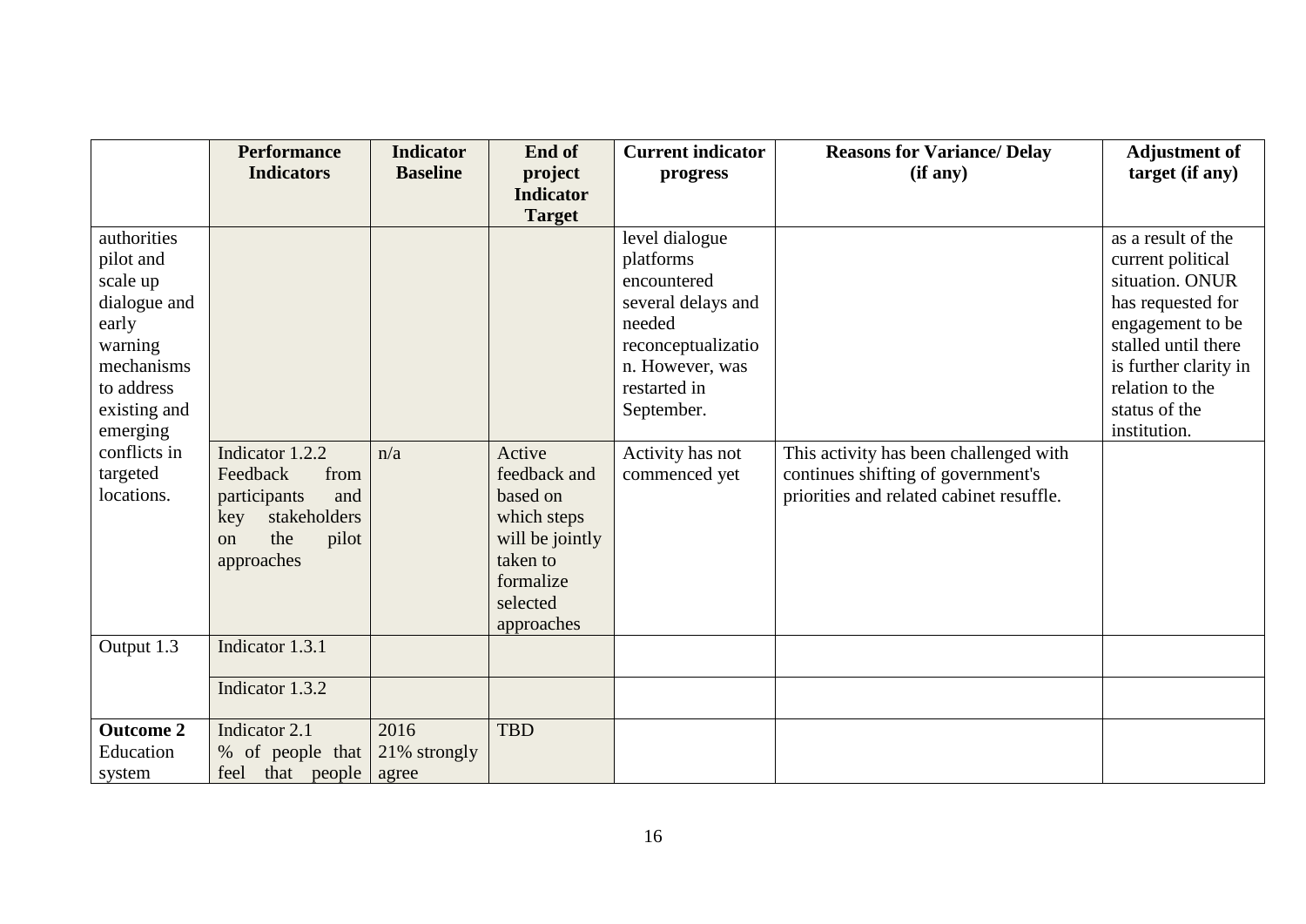| | Performance Indicators | Indicator Baseline | End of project Indicator Target | Current indicator progress | Reasons for Variance/ Delay (if any) | Adjustment of target (if any) |
|---|---|---|---|---|---|---|
| authorities pilot and scale up dialogue and early warning mechanisms to address existing and emerging | | | | level dialogue platforms encountered several delays and needed reconceptualization. However, was restarted in September. | | as a result of the current political situation. ONUR has requested for engagement to be stalled until there is further clarity in relation to the status of the institution. |
| conflicts in targeted locations. | Indicator 1.2.2 Feedback from participants and key stakeholders on the pilot approaches | n/a | Active feedback and based on which steps will be jointly taken to formalize selected approaches | Activity has not commenced yet | This activity has been challenged with continues shifting of government's priorities and related cabinet resuffle. | |
| Output 1.3 | Indicator 1.3.1 | | | | | |
| | Indicator 1.3.2 | | | | | |
| **Outcome 2** Education system | Indicator 2.1 % of people that feel that people | 2016 21% strongly agree | TBD | | | |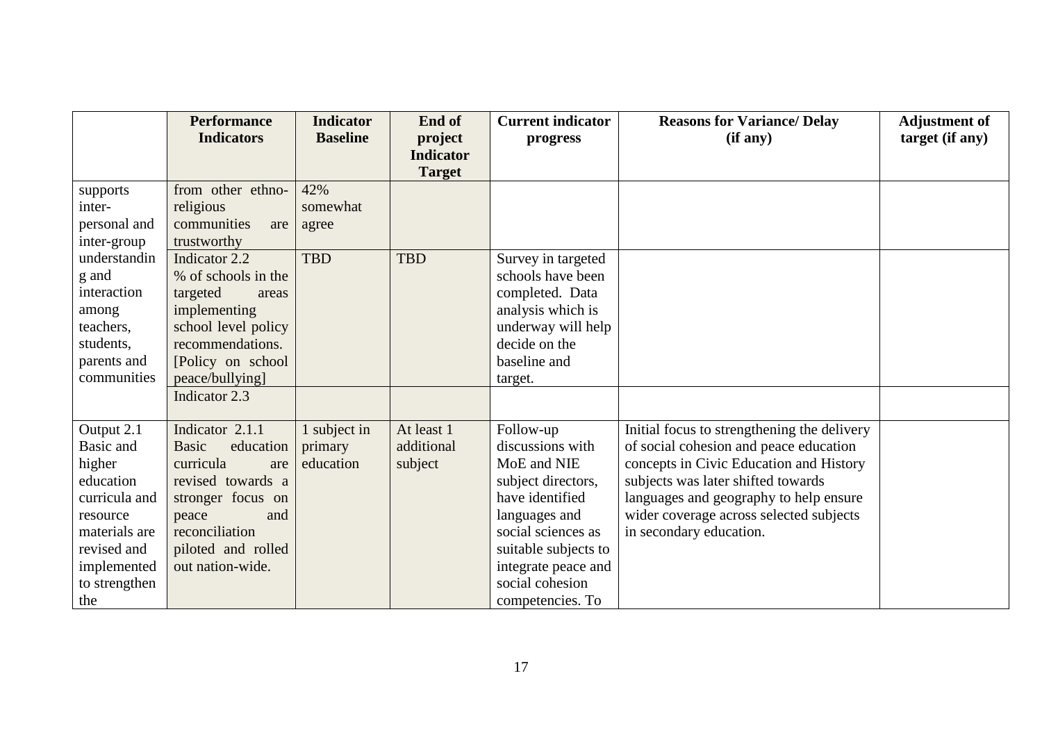| | Performance Indicators | Indicator Baseline | End of project Indicator Target | Current indicator progress | Reasons for Variance/ Delay (if any) | Adjustment of target (if any) |
|---|---|---|---|---|---|---|
| supports inter-personal and inter-group understanding and interaction among teachers, students, parents and communities | from other ethno-religious communities are trustworthy | 42% somewhat agree | | | | |
| | Indicator 2.2 % of schools in the targeted areas implementing school level policy recommendations. [Policy on school peace/bullying] | TBD | TBD | Survey in targeted schools have been completed. Data analysis which is underway will help decide on the baseline and target. | | |
| | Indicator 2.3 | | | | | |
| Output 2.1 Basic and higher education curricula and resource materials are revised and implemented to strengthen the | Indicator 2.1.1 Basic education curricula are revised towards a stronger focus on peace and reconciliation piloted and rolled out nation-wide. | 1 subject in primary education | At least 1 additional subject | Follow-up discussions with MoE and NIE subject directors, have identified languages and social sciences as suitable subjects to integrate peace and social cohesion competencies. To | Initial focus to strengthening the delivery of social cohesion and peace education concepts in Civic Education and History subjects was later shifted towards languages and geography to help ensure wider coverage across selected subjects in secondary education. | |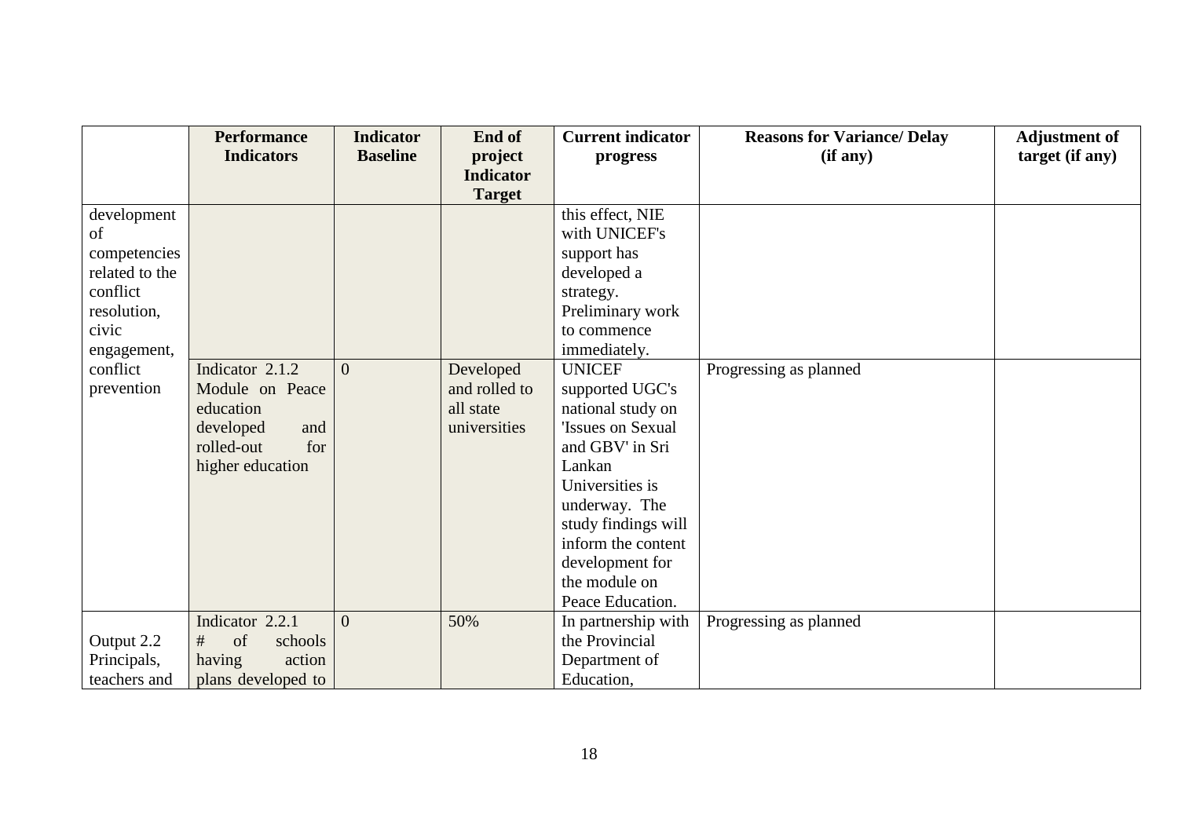| | Performance Indicators | Indicator Baseline | End of project Indicator Target | Current indicator progress | Reasons for Variance/ Delay (if any) | Adjustment of target (if any) |
|---|---|---|---|---|---|---|
| development of competencies related to the conflict resolution, civic engagement, | | | | this effect, NIE with UNICEF's support has developed a strategy. Preliminary work to commence immediately. | | |
| conflict prevention | Indicator 2.1.2 Module on Peace education developed and rolled-out for higher education | 0 | Developed and rolled to all state universities | UNICEF supported UGC's national study on 'Issues on Sexual and GBV' in Sri Lankan Universities is underway. The study findings will inform the content development for the module on Peace Education. | Progressing as planned | |
| Output 2.2 Principals, teachers and | Indicator 2.2.1 # of schools having action plans developed to | 0 | 50% | In partnership with the Provincial Department of Education, | Progressing as planned | |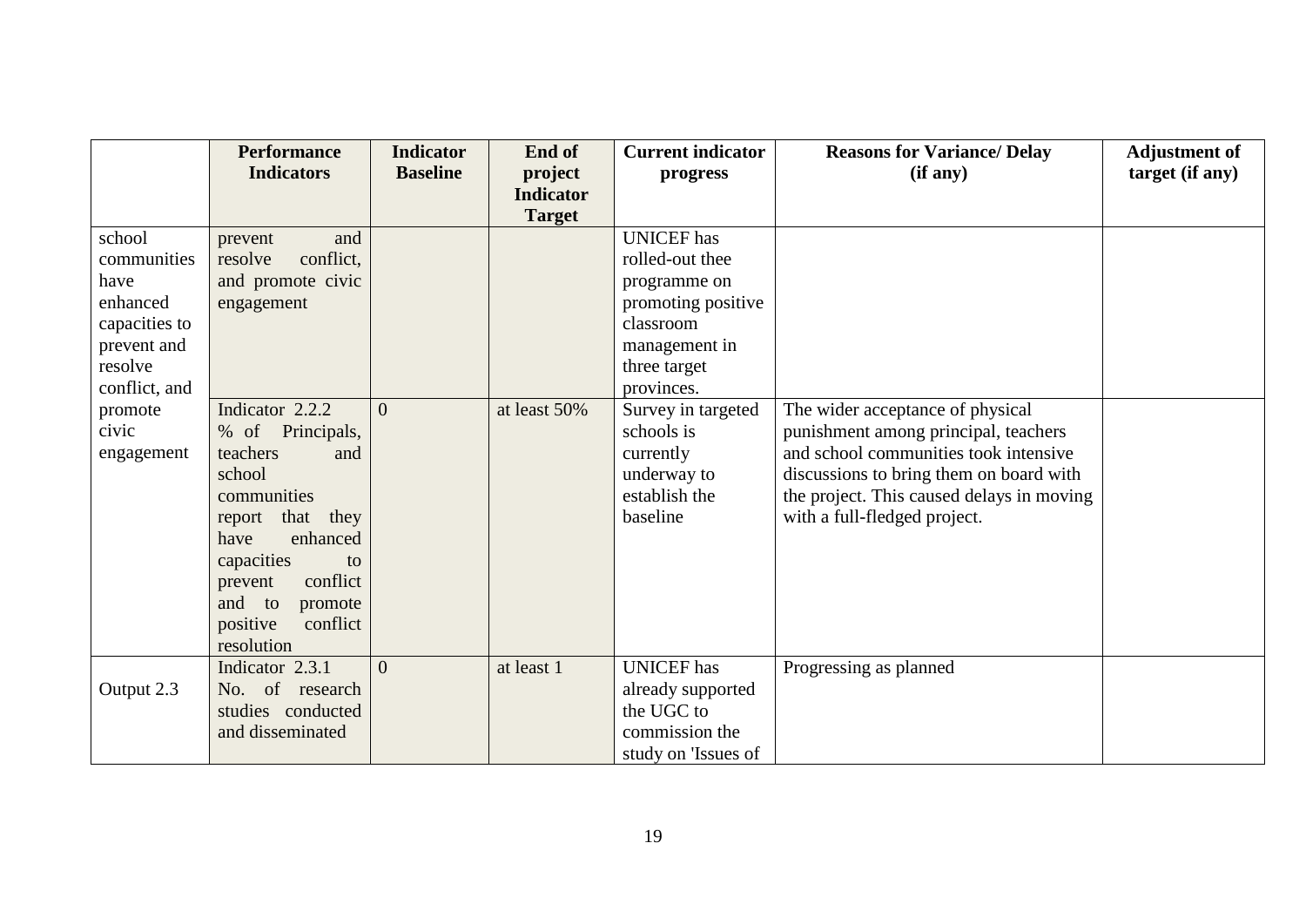| | Performance Indicators | Indicator Baseline | End of project Indicator Target | Current indicator progress | Reasons for Variance/ Delay (if any) | Adjustment of target (if any) |
|---|---|---|---|---|---|---|
| school communities have enhanced capacities to prevent and resolve conflict, and promote civic engagement | prevent and resolve conflict, and promote civic engagement | | | UNICEF has rolled-out thee programme on promoting positive classroom management in three target provinces. | | |
| | Indicator 2.2.2 % of Principals, teachers and school communities report that they have enhanced capacities to prevent conflict and to promote positive conflict resolution | 0 | at least 50% | Survey in targeted schools is currently underway to establish the baseline | The wider acceptance of physical punishment among principal, teachers and school communities took intensive discussions to bring them on board with the project. This caused delays in moving with a full-fledged project. | |
| Output 2.3 | Indicator 2.3.1 No. of research studies conducted and disseminated | 0 | at least 1 | UNICEF has already supported the UGC to commission the study on 'Issues of | Progressing as planned | |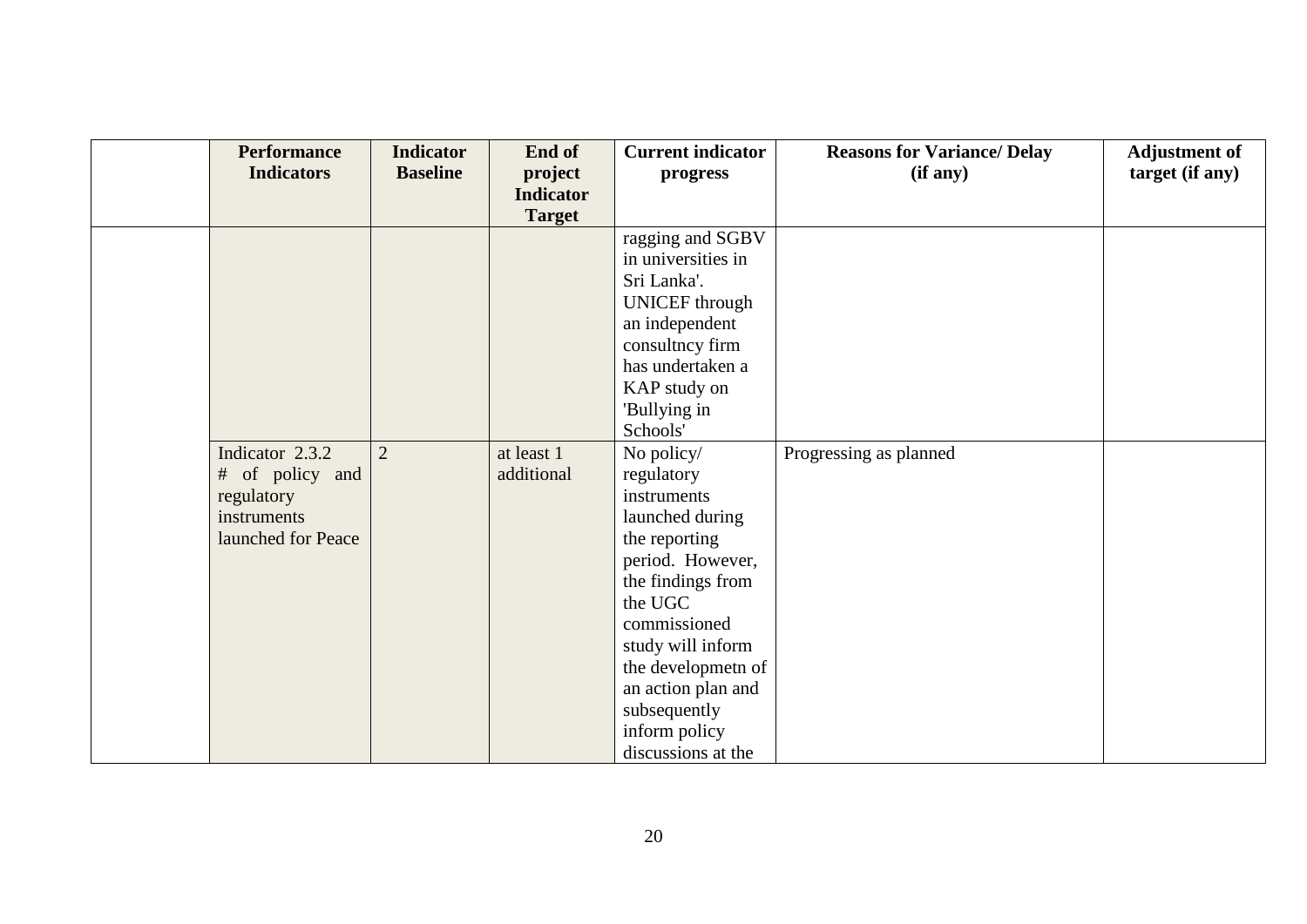| | Performance Indicators | Indicator Baseline | End of project Indicator Target | Current indicator progress | Reasons for Variance/ Delay (if any) | Adjustment of target (if any) |
|---|---|---|---|---|---|---|
| | | | | ragging and SGBV in universities in Sri Lanka'. UNICEF through an independent consultncy firm has undertaken a KAP study on 'Bullying in Schools' | | |
| | Indicator 2.3.2 # of policy and regulatory instruments launched for Peace | 2 | at least 1 additional | No policy/ regulatory instruments launched during the reporting period. However, the findings from the UGC commissioned study will inform the developmetn of an action plan and subsequently inform policy discussions at the | Progressing as planned | |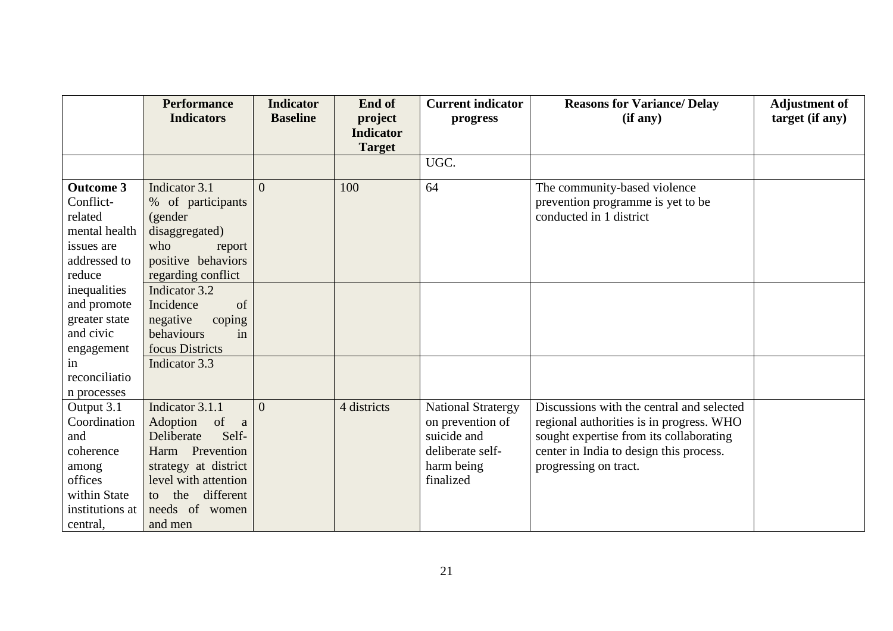| | Performance Indicators | Indicator Baseline | End of project Indicator Target | Current indicator progress | Reasons for Variance/ Delay (if any) | Adjustment of target (if any) |
|---|---|---|---|---|---|---|
| | | | | UGC. | | |
| **Outcome 3** Conflict-related mental health issues are addressed to reduce inequalities and promote greater state and civic engagement in reconciliation processes | Indicator 3.1 % of participants (gender disaggregated) who report positive behaviors regarding conflict | 0 | 100 | 64 | The community-based violence prevention programme is yet to be conducted in 1 district | |
| | Indicator 3.2 Incidence of negative coping behaviours in focus Districts | | | | | |
| | Indicator 3.3 | | | | | |
| Output 3.1 Coordination and coherence among offices within State institutions at central, | Indicator 3.1.1 Adoption of a Deliberate Self-Harm Prevention strategy at district level with attention to the different needs of women and men | 0 | 4 districts | National Stratergy on prevention of suicide and deliberate self-harm being finalized | Discussions with the central and selected regional authorities is in progress. WHO sought expertise from its collaborating center in India to design this process. progressing on tract. | |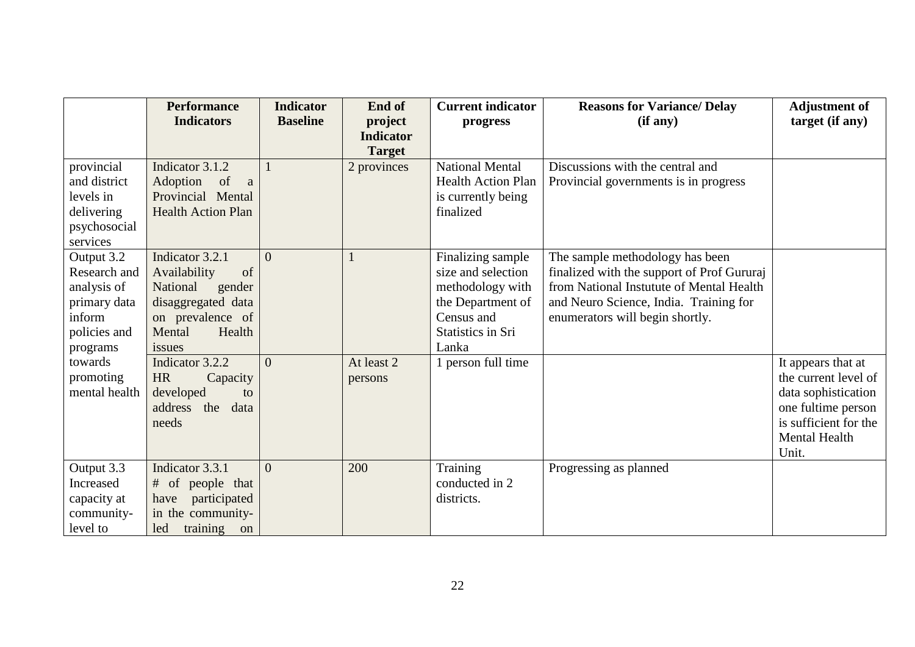| | Performance Indicators | Indicator Baseline | End of project Indicator Target | Current indicator progress | Reasons for Variance/ Delay (if any) | Adjustment of target (if any) |
|---|---|---|---|---|---|---|
| provincial and district levels in delivering psychosocial services | Indicator 3.1.2 Adoption of a Provincial Mental Health Action Plan | 1 | 2 provinces | National Mental Health Action Plan is currently being finalized | Discussions with the central and Provincial governments is in progress | |
| Output 3.2 Research and analysis of primary data inform policies and programs towards promoting mental health | Indicator 3.2.1 Availability of National gender disaggregated data on prevalence of Mental Health issues | 0 | 1 | Finalizing sample size and selection methodology with the Department of Census and Statistics in Sri Lanka | The sample methodology has been finalized with the support of Prof Gururaj from National Instutute of Mental Health and Neuro Science, India. Training for enumerators will begin shortly. | |
| | Indicator 3.2.2 HR Capacity developed to address the data needs | 0 | At least 2 persons | 1 person full time | | It appears that at the current level of data sophistication one fultime person is sufficient for the Mental Health Unit. |
| Output 3.3 Increased capacity at community-level to | Indicator 3.3.1 # of people that have participated in the community-led training on | 0 | 200 | Training conducted in 2 districts. | Progressing as planned | |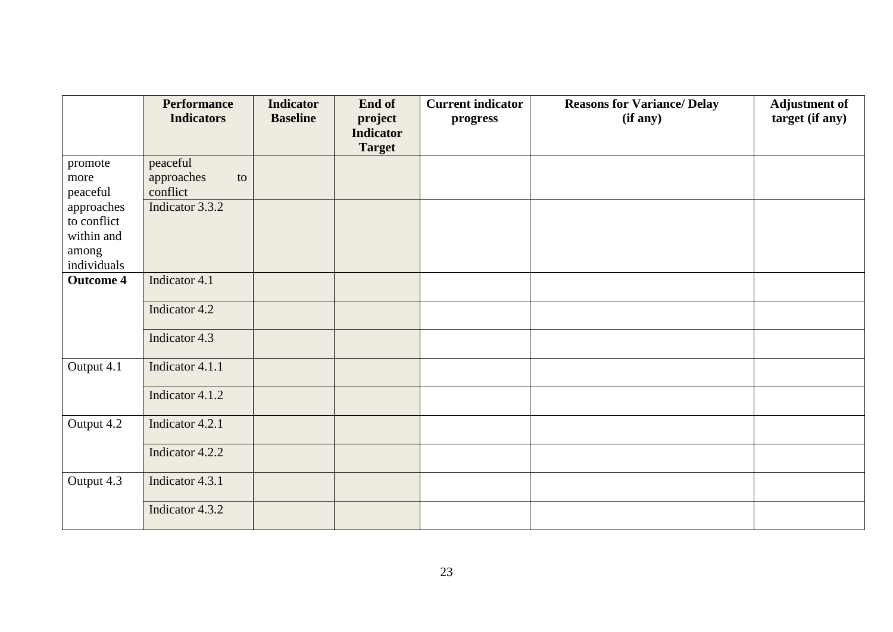| | Performance Indicators | Indicator Baseline | End of project Indicator Target | Current indicator progress | Reasons for Variance/ Delay (if any) | Adjustment of target (if any) |
|---|---|---|---|---|---|---|
| promote more peaceful | peaceful approaches to conflict | | | | | |
| approaches to conflict within and among individuals | Indicator 3.3.2 | | | | | |
| **Outcome 4** | Indicator 4.1 | | | | | |
| | Indicator 4.2 | | | | | |
| | Indicator 4.3 | | | | | |
| Output 4.1 | Indicator 4.1.1 | | | | | |
| | Indicator 4.1.2 | | | | | |
| Output 4.2 | Indicator 4.2.1 | | | | | |
| | Indicator 4.2.2 | | | | | |
| Output 4.3 | Indicator 4.3.1 | | | | | |
| | Indicator 4.3.2 | | | | | |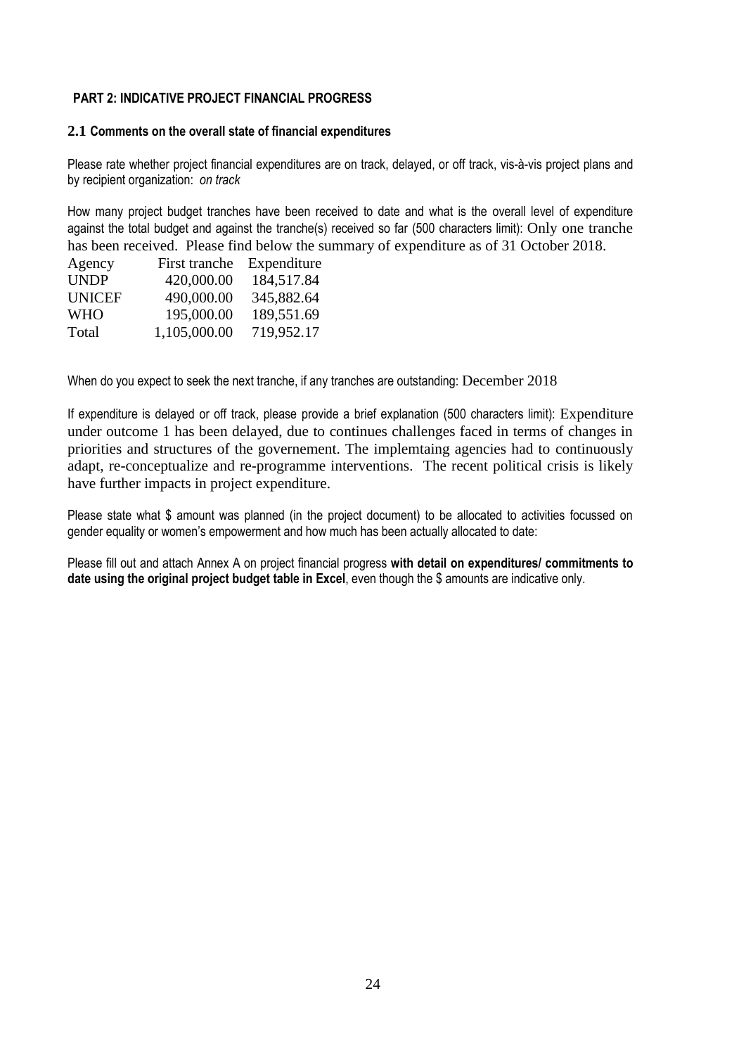## PART 2: INDICATIVE PROJECT FINANCIAL PROGRESS

### 2.1 Comments on the overall state of financial expenditures

Please rate whether project financial expenditures are on track, delayed, or off track, vis-à-vis project plans and by recipient organization: *on track*

How many project budget tranches have been received to date and what is the overall level of expenditure against the total budget and against the tranche(s) received so far (500 characters limit): Only one tranche has been received. Please find below the summary of expenditure as of 31 October 2018.

| Agency | First tranche | Expenditure |
| --- | --- | --- |
| UNDP | 420,000.00 | 184,517.84 |
| UNICEF | 490,000.00 | 345,882.64 |
| WHO | 195,000.00 | 189,551.69 |
| Total | 1,105,000.00 | 719,952.17 |

When do you expect to seek the next tranche, if any tranches are outstanding: December 2018

If expenditure is delayed or off track, please provide a brief explanation (500 characters limit): Expenditure under outcome 1 has been delayed, due to continues challenges faced in terms of changes in priorities and structures of the governement. The implemtaing agencies had to continuously adapt, re-conceptualize and re-programme interventions. The recent political crisis is likely have further impacts in project expenditure.

Please state what $ amount was planned (in the project document) to be allocated to activities focussed on gender equality or women's empowerment and how much has been actually allocated to date:

Please fill out and attach Annex A on project financial progress **with detail on expenditures/ commitments to date using the original project budget table in Excel**, even though the $ amounts are indicative only.